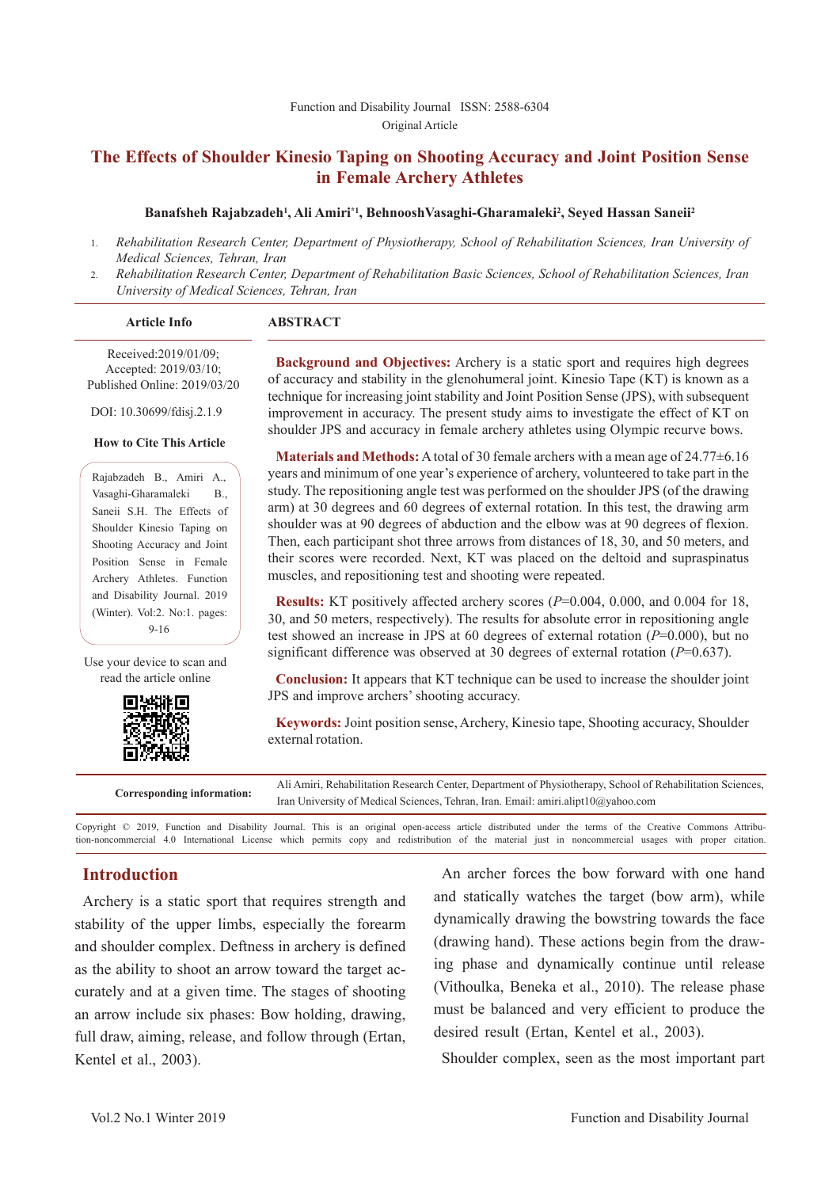Function and Disability Journal ISSN: 2588-6304

Original Article

# The Effects of Shoulder Kinesio Taping on Shooting Accuracy and Joint Position Sense in Female Archery Athletes

**Banafsheh Rajabzadeh[1], Ali Amiri*[1], BehnooshVasaghi-Gharamaleki[2], Seyed Hassan Saneii[2]**

1. *Rehabilitation Research Center, Department of Physiotherapy, School of Rehabilitation Sciences, Iran University of Medical Sciences, Tehran, Iran*
2. *Rehabilitation Research Center, Department of Rehabilitation Basic Sciences, School of Rehabilitation Sciences, Iran University of Medical Sciences, Tehran, Iran*

**Article Info**

Received:2019/01/09;
Accepted: 2019/03/10;
Published Online: 2019/03/20

DOI: 10.30699/fdisj.2.1.9

**How to Cite This Article**

Rajabzadeh B., Amiri A., Vasaghi-Gharamaleki B., Saneii S.H. The Effects of Shoulder Kinesio Taping on Shooting Accuracy and Joint Position Sense in Female Archery Athletes. Function and Disability Journal. 2019 (Winter). Vol:2. No:1. pages: 9-16

Use your device to scan and read the article online

## ABSTRACT

**Background and Objectives:** Archery is a static sport and requires high degrees of accuracy and stability in the glenohumeral joint. Kinesio Tape (KT) is known as a technique for increasing joint stability and Joint Position Sense (JPS), with subsequent improvement in accuracy. The present study aims to investigate the effect of KT on shoulder JPS and accuracy in female archery athletes using Olympic recurve bows.

**Materials and Methods:** A total of 30 female archers with a mean age of 24.77±6.16 years and minimum of one year's experience of archery, volunteered to take part in the study. The repositioning angle test was performed on the shoulder JPS (of the drawing arm) at 30 degrees and 60 degrees of external rotation. In this test, the drawing arm shoulder was at 90 degrees of abduction and the elbow was at 90 degrees of flexion. Then, each participant shot three arrows from distances of 18, 30, and 50 meters, and their scores were recorded. Next, KT was placed on the deltoid and supraspinatus muscles, and repositioning test and shooting were repeated.

**Results:** KT positively affected archery scores (*P*=0.004, 0.000, and 0.004 for 18, 30, and 50 meters, respectively). The results for absolute error in repositioning angle test showed an increase in JPS at 60 degrees of external rotation (*P*=0.000), but no significant difference was observed at 30 degrees of external rotation (*P*=0.637).

**Conclusion:** It appears that KT technique can be used to increase the shoulder joint JPS and improve archers' shooting accuracy.

**Keywords:** Joint position sense, Archery, Kinesio tape, Shooting accuracy, Shoulder external rotation.

**Corresponding information:** Ali Amiri, Rehabilitation Research Center, Department of Physiotherapy, School of Rehabilitation Sciences, Iran University of Medical Sciences, Tehran, Iran. Email: amiri.alipt10@yahoo.com

Copyright © 2019, Function and Disability Journal. This is an original open-access article distributed under the terms of the Creative Commons Attribution-noncommercial 4.0 International License which permits copy and redistribution of the material just in noncommercial usages with proper citation.

## Introduction

Archery is a static sport that requires strength and stability of the upper limbs, especially the forearm and shoulder complex. Deftness in archery is defined as the ability to shoot an arrow toward the target accurately and at a given time. The stages of shooting an arrow include six phases: Bow holding, drawing, full draw, aiming, release, and follow through (Ertan, Kentel et al., 2003).

An archer forces the bow forward with one hand and statically watches the target (bow arm), while dynamically drawing the bowstring towards the face (drawing hand). These actions begin from the drawing phase and dynamically continue until release (Vithoulka, Beneka et al., 2010). The release phase must be balanced and very efficient to produce the desired result (Ertan, Kentel et al., 2003).

Shoulder complex, seen as the most important part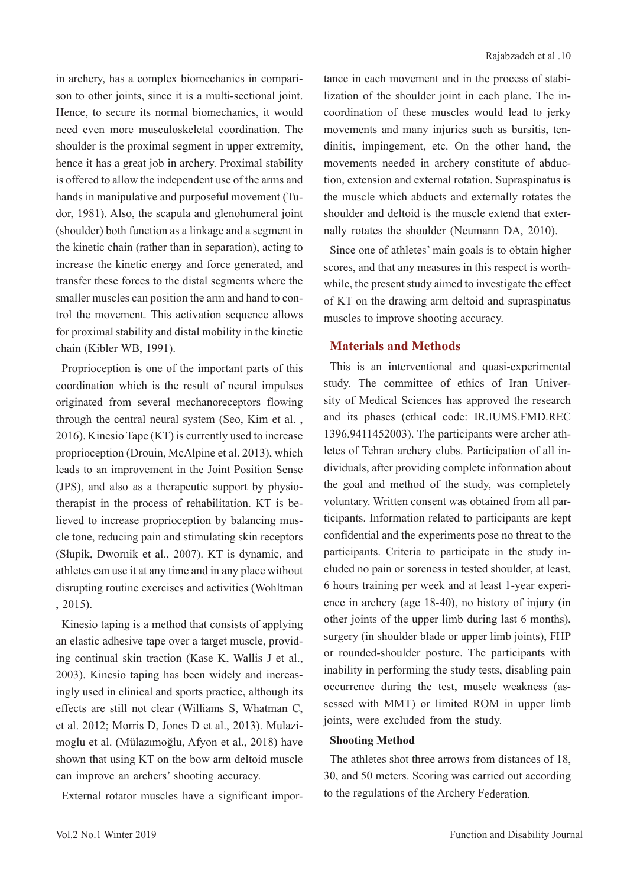in archery, has a complex biomechanics in comparison to other joints, since it is a multi-sectional joint. Hence, to secure its normal biomechanics, it would need even more musculoskeletal coordination. The shoulder is the proximal segment in upper extremity, hence it has a great job in archery. Proximal stability is offered to allow the independent use of the arms and hands in manipulative and purposeful movement (Tudor, 1981). Also, the scapula and glenohumeral joint (shoulder) both function as a linkage and a segment in the kinetic chain (rather than in separation), acting to increase the kinetic energy and force generated, and transfer these forces to the distal segments where the smaller muscles can position the arm and hand to control the movement. This activation sequence allows for proximal stability and distal mobility in the kinetic chain (Kibler WB, 1991).

Proprioception is one of the important parts of this coordination which is the result of neural impulses originated from several mechanoreceptors flowing through the central neural system (Seo, Kim et al. , 2016). Kinesio Tape (KT) is currently used to increase proprioception (Drouin, McAlpine et al. 2013), which leads to an improvement in the Joint Position Sense (JPS), and also as a therapeutic support by physiotherapist in the process of rehabilitation. KT is believed to increase proprioception by balancing muscle tone, reducing pain and stimulating skin receptors (Słupik, Dwornik et al., 2007). KT is dynamic, and athletes can use it at any time and in any place without disrupting routine exercises and activities (Wohltman , 2015).

Kinesio taping is a method that consists of applying an elastic adhesive tape over a target muscle, providing continual skin traction (Kase K, Wallis J et al., 2003). Kinesio taping has been widely and increasingly used in clinical and sports practice, although its effects are still not clear (Williams S, Whatman C, et al. 2012; Morris D, Jones D et al., 2013). Mulazimoglu et al. (Mülazımoğlu, Afyon et al., 2018) have shown that using KT on the bow arm deltoid muscle can improve an archers' shooting accuracy.

External rotator muscles have a significant importance in each movement and in the process of stabilization of the shoulder joint in each plane. The incoordination of these muscles would lead to jerky movements and many injuries such as bursitis, tendinitis, impingement, etc. On the other hand, the movements needed in archery constitute of abduction, extension and external rotation. Supraspinatus is the muscle which abducts and externally rotates the shoulder and deltoid is the muscle extend that externally rotates the shoulder (Neumann DA, 2010).

Since one of athletes' main goals is to obtain higher scores, and that any measures in this respect is worthwhile, the present study aimed to investigate the effect of KT on the drawing arm deltoid and supraspinatus muscles to improve shooting accuracy.

## Materials and Methods

This is an interventional and quasi-experimental study. The committee of ethics of Iran University of Medical Sciences has approved the research and its phases (ethical code: IR.IUMS.FMD.REC 1396.9411452003). The participants were archer athletes of Tehran archery clubs. Participation of all individuals, after providing complete information about the goal and method of the study, was completely voluntary. Written consent was obtained from all participants. Information related to participants are kept confidential and the experiments pose no threat to the participants. Criteria to participate in the study included no pain or soreness in tested shoulder, at least, 6 hours training per week and at least 1-year experience in archery (age 18-40), no history of injury (in other joints of the upper limb during last 6 months), surgery (in shoulder blade or upper limb joints), FHP or rounded-shoulder posture. The participants with inability in performing the study tests, disabling pain occurrence during the test, muscle weakness (assessed with MMT) or limited ROM in upper limb joints, were excluded from the study.

### Shooting Method

The athletes shot three arrows from distances of 18, 30, and 50 meters. Scoring was carried out according to the regulations of the Archery Federation.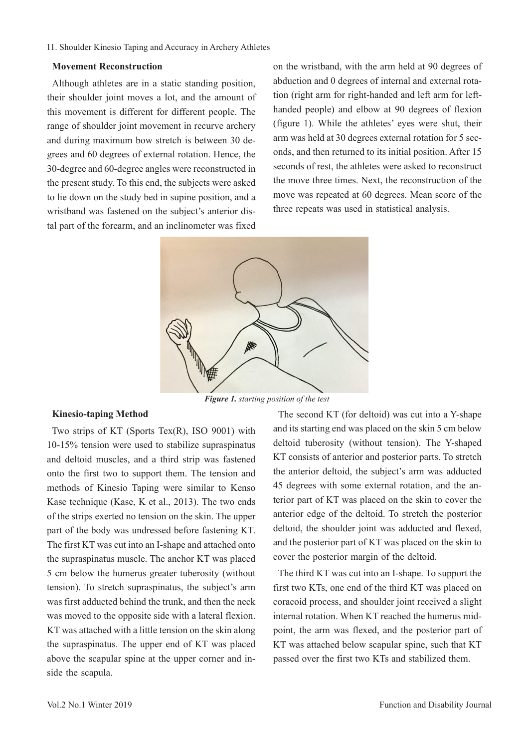### Movement Reconstruction

Although athletes are in a static standing position, their shoulder joint moves a lot, and the amount of this movement is different for different people. The range of shoulder joint movement in recurve archery and during maximum bow stretch is between 30 degrees and 60 degrees of external rotation. Hence, the 30-degree and 60-degree angles were reconstructed in the present study. To this end, the subjects were asked to lie down on the study bed in supine position, and a wristband was fastened on the subject's anterior distal part of the forearm, and an inclinometer was fixed on the wristband, with the arm held at 90 degrees of abduction and 0 degrees of internal and external rotation (right arm for right-handed and left arm for left-handed people) and elbow at 90 degrees of flexion (figure 1). While the athletes' eyes were shut, their arm was held at 30 degrees external rotation for 5 seconds, and then returned to its initial position. After 15 seconds of rest, the athletes were asked to reconstruct the move three times. Next, the reconstruction of the move was repeated at 60 degrees. Mean score of the three repeats was used in statistical analysis.

***Figure 1.*** *starting position of the test*

### Kinesio-taping Method

Two strips of KT (Sports Tex(R), ISO 9001) with 10-15% tension were used to stabilize supraspinatus and deltoid muscles, and a third strip was fastened onto the first two to support them. The tension and methods of Kinesio Taping were similar to Kenso Kase technique (Kase, K et al., 2013). The two ends of the strips exerted no tension on the skin. The upper part of the body was undressed before fastening KT. The first KT was cut into an I-shape and attached onto the supraspinatus muscle. The anchor KT was placed 5 cm below the humerus greater tuberosity (without tension). To stretch supraspinatus, the subject's arm was first adducted behind the trunk, and then the neck was moved to the opposite side with a lateral flexion. KT was attached with a little tension on the skin along the supraspinatus. The upper end of KT was placed above the scapular spine at the upper corner and inside the scapula.

The second KT (for deltoid) was cut into a Y-shape and its starting end was placed on the skin 5 cm below deltoid tuberosity (without tension). The Y-shaped KT consists of anterior and posterior parts. To stretch the anterior deltoid, the subject's arm was adducted 45 degrees with some external rotation, and the anterior part of KT was placed on the skin to cover the anterior edge of the deltoid. To stretch the posterior deltoid, the shoulder joint was adducted and flexed, and the posterior part of KT was placed on the skin to cover the posterior margin of the deltoid.

The third KT was cut into an I-shape. To support the first two KTs, one end of the third KT was placed on coracoid process, and shoulder joint received a slight internal rotation. When KT reached the humerus midpoint, the arm was flexed, and the posterior part of KT was attached below scapular spine, such that KT passed over the first two KTs and stabilized them.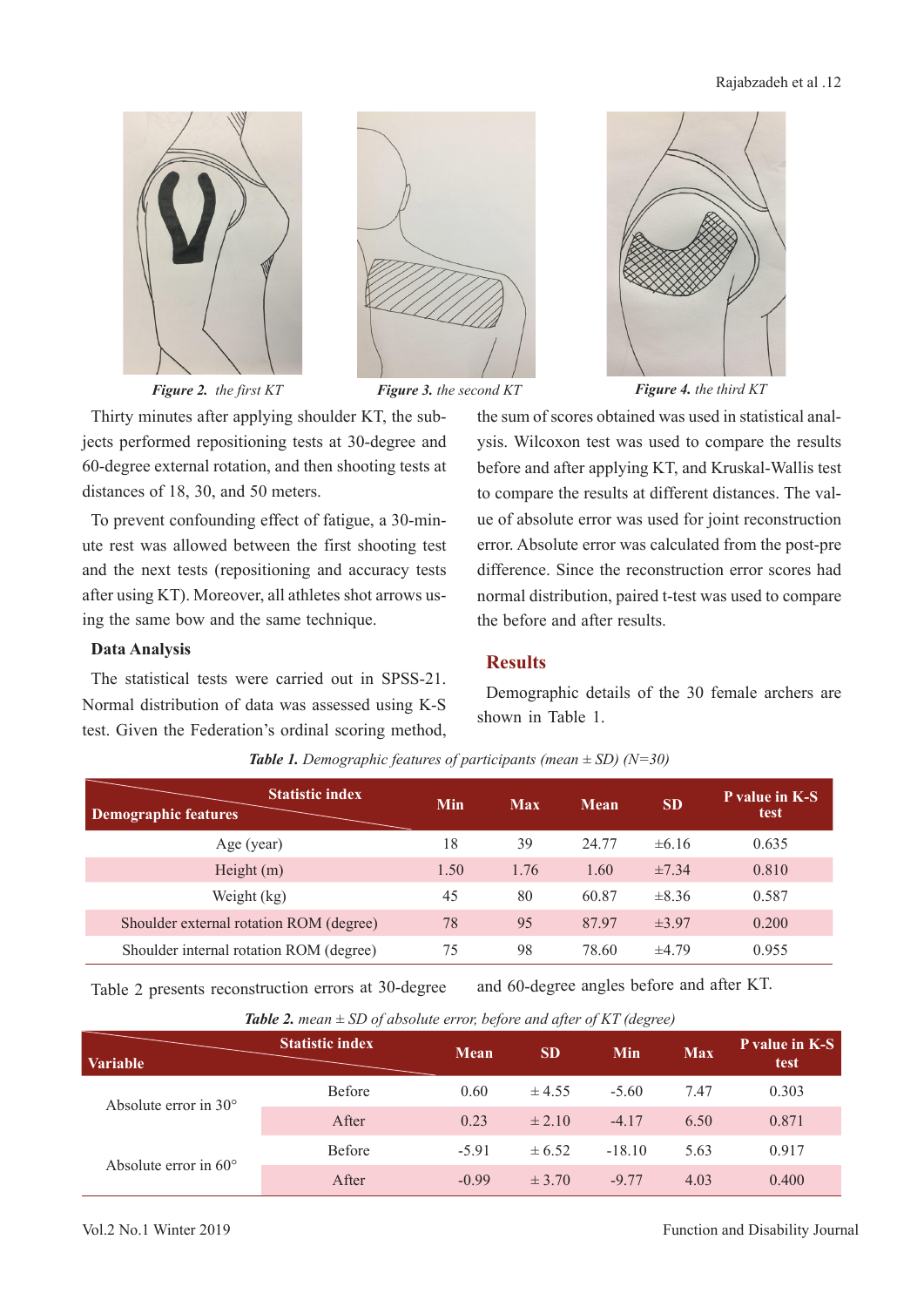*Figure 2. the first KT*

*Figure 3. the second KT*

*Figure 4. the third KT*

Thirty minutes after applying shoulder KT, the subjects performed repositioning tests at 30-degree and 60-degree external rotation, and then shooting tests at distances of 18, 30, and 50 meters.

To prevent confounding effect of fatigue, a 30-minute rest was allowed between the first shooting test and the next tests (repositioning and accuracy tests after using KT). Moreover, all athletes shot arrows using the same bow and the same technique.

### Data Analysis

The statistical tests were carried out in SPSS-21. Normal distribution of data was assessed using K-S test. Given the Federation's ordinal scoring method, the sum of scores obtained was used in statistical analysis. Wilcoxon test was used to compare the results before and after applying KT, and Kruskal-Wallis test to compare the results at different distances. The value of absolute error was used for joint reconstruction error. Absolute error was calculated from the post-pre difference. Since the reconstruction error scores had normal distribution, paired t-test was used to compare the before and after results.

## Results

Demographic details of the 30 female archers are shown in Table 1.

***Table 1.*** *Demographic features of participants (mean ± SD) (N=30)*

| Demographic features \ Statistic index | Min | Max | Mean | SD | P value in K-S test |
|---|---|---|---|---|---|
| Age (year) | 18 | 39 | 24.77 | ±6.16 | 0.635 |
| Height (m) | 1.50 | 1.76 | 1.60 | ±7.34 | 0.810 |
| Weight (kg) | 45 | 80 | 60.87 | ±8.36 | 0.587 |
| Shoulder external rotation ROM (degree) | 78 | 95 | 87.97 | ±3.97 | 0.200 |
| Shoulder internal rotation ROM (degree) | 75 | 98 | 78.60 | ±4.79 | 0.955 |

Table 2 presents reconstruction errors at 30-degree and 60-degree angles before and after KT.

***Table 2.*** *mean ± SD of absolute error, before and after of KT (degree)*

| Variable \ Statistic index | | Mean | SD | Min | Max | P value in K-S test |
|---|---|---|---|---|---|---|
| Absolute error in 30° | Before | 0.60 | ± 4.55 | -5.60 | 7.47 | 0.303 |
| | After | 0.23 | ± 2.10 | -4.17 | 6.50 | 0.871 |
| Absolute error in 60° | Before | -5.91 | ± 6.52 | -18.10 | 5.63 | 0.917 |
| | After | -0.99 | ± 3.70 | -9.77 | 4.03 | 0.400 |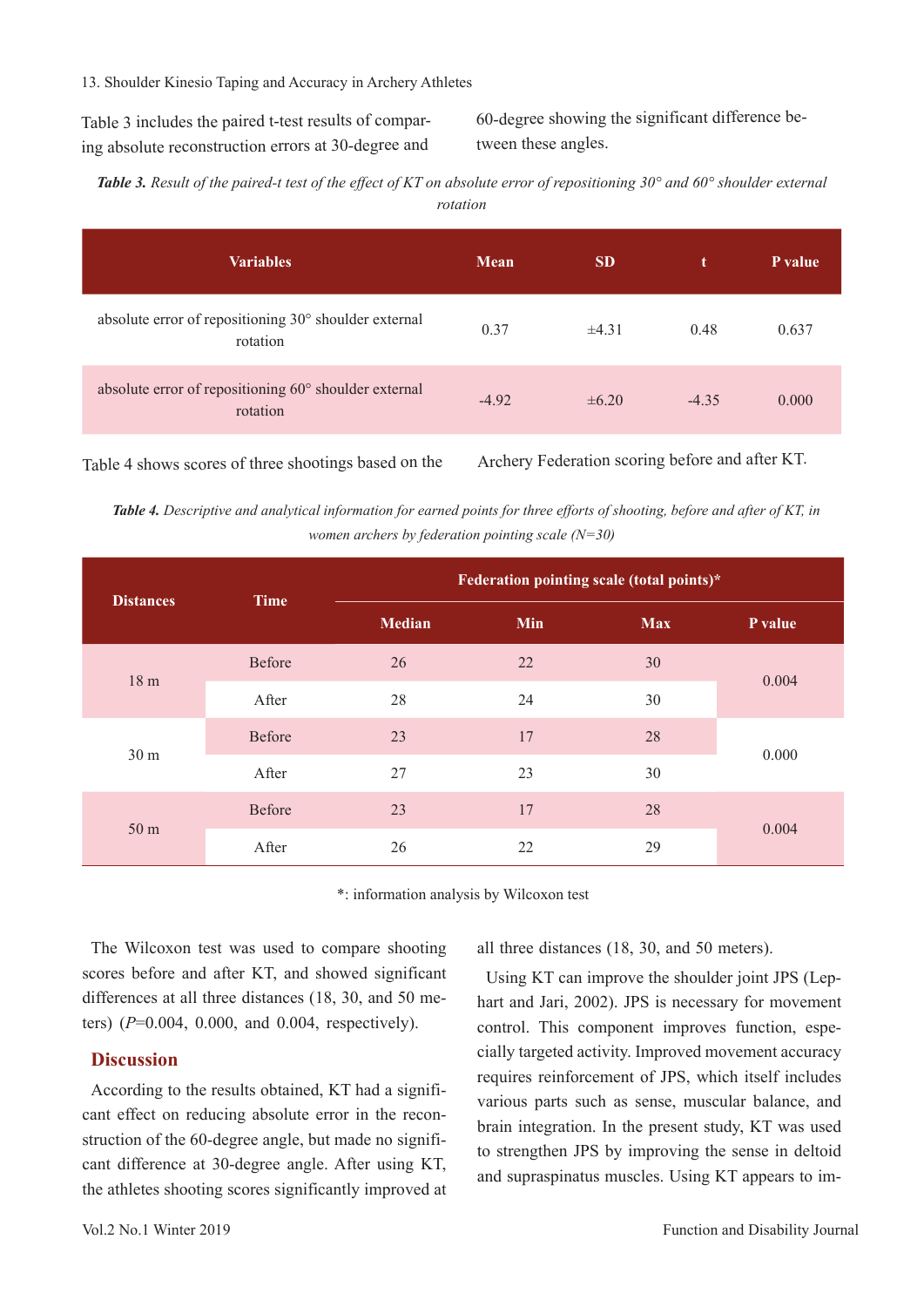Table 3 includes the paired t-test results of comparing absolute reconstruction errors at 30-degree and 60-degree showing the significant difference between these angles.

***Table 3.*** *Result of the paired-t test of the effect of KT on absolute error of repositioning 30° and 60° shoulder external rotation*

| Variables | Mean | SD | t | P value |
|---|---|---|---|---|
| absolute error of repositioning 30° shoulder external rotation | 0.37 | ±4.31 | 0.48 | 0.637 |
| absolute error of repositioning 60° shoulder external rotation | -4.92 | ±6.20 | -4.35 | 0.000 |

Table 4 shows scores of three shootings based on the Archery Federation scoring before and after KT.

***Table 4.*** *Descriptive and analytical information for earned points for three efforts of shooting, before and after of KT, in women archers by federation pointing scale (N=30)*

| Distances | Time | Federation pointing scale (total points)* | | | |
|---|---|---|---|---|---|
| | | Median | Min | Max | P value |
| 18 m | Before | 26 | 22 | 30 | 0.004 |
| | After | 28 | 24 | 30 | |
| 30 m | Before | 23 | 17 | 28 | 0.000 |
| | After | 27 | 23 | 30 | |
| 50 m | Before | 23 | 17 | 28 | 0.004 |
| | After | 26 | 22 | 29 | |

*: information analysis by Wilcoxon test

The Wilcoxon test was used to compare shooting scores before and after KT, and showed significant differences at all three distances (18, 30, and 50 meters) ($P$=0.004, 0.000, and 0.004, respectively).

## Discussion

According to the results obtained, KT had a significant effect on reducing absolute error in the reconstruction of the 60-degree angle, but made no significant difference at 30-degree angle. After using KT, the athletes shooting scores significantly improved at all three distances (18, 30, and 50 meters).

Using KT can improve the shoulder joint JPS (Lephart and Jari, 2002). JPS is necessary for movement control. This component improves function, especially targeted activity. Improved movement accuracy requires reinforcement of JPS, which itself includes various parts such as sense, muscular balance, and brain integration. In the present study, KT was used to strengthen JPS by improving the sense in deltoid and supraspinatus muscles. Using KT appears to im-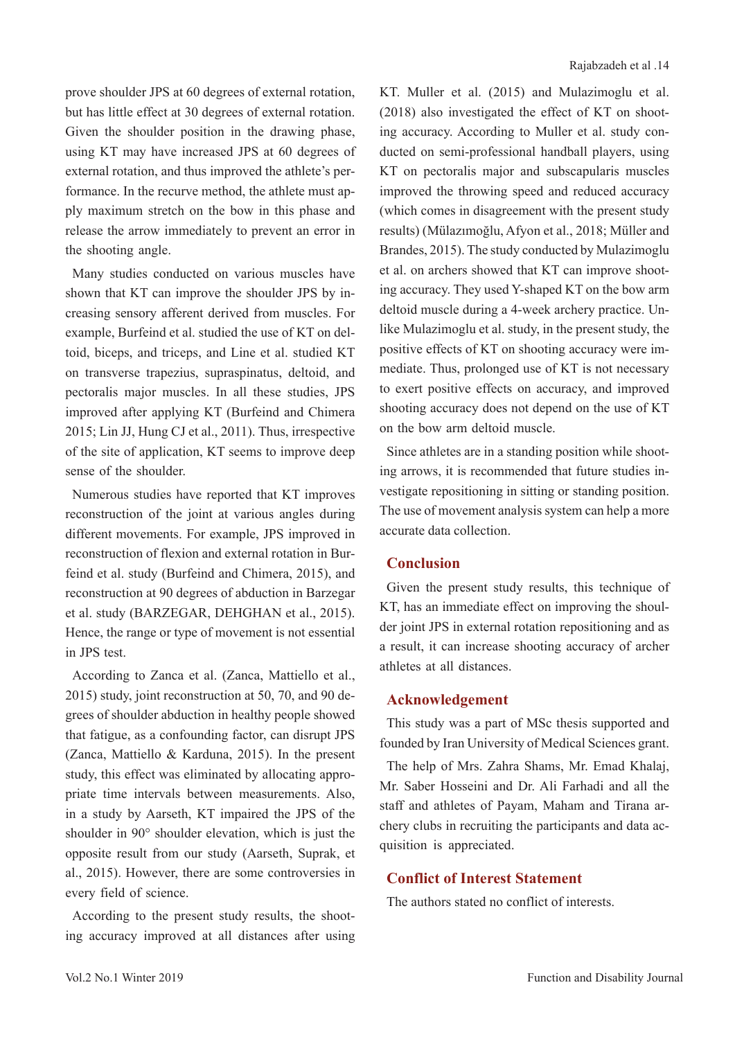prove shoulder JPS at 60 degrees of external rotation, but has little effect at 30 degrees of external rotation. Given the shoulder position in the drawing phase, using KT may have increased JPS at 60 degrees of external rotation, and thus improved the athlete's performance. In the recurve method, the athlete must apply maximum stretch on the bow in this phase and release the arrow immediately to prevent an error in the shooting angle.

Many studies conducted on various muscles have shown that KT can improve the shoulder JPS by increasing sensory afferent derived from muscles. For example, Burfeind et al. studied the use of KT on deltoid, biceps, and triceps, and Line et al. studied KT on transverse trapezius, supraspinatus, deltoid, and pectoralis major muscles. In all these studies, JPS improved after applying KT (Burfeind and Chimera 2015; Lin JJ, Hung CJ et al., 2011). Thus, irrespective of the site of application, KT seems to improve deep sense of the shoulder.

Numerous studies have reported that KT improves reconstruction of the joint at various angles during different movements. For example, JPS improved in reconstruction of flexion and external rotation in Burfeind et al. study (Burfeind and Chimera, 2015), and reconstruction at 90 degrees of abduction in Barzegar et al. study (BARZEGAR, DEHGHAN et al., 2015). Hence, the range or type of movement is not essential in JPS test.

According to Zanca et al. (Zanca, Mattiello et al., 2015) study, joint reconstruction at 50, 70, and 90 degrees of shoulder abduction in healthy people showed that fatigue, as a confounding factor, can disrupt JPS (Zanca, Mattiello & Karduna, 2015). In the present study, this effect was eliminated by allocating appropriate time intervals between measurements. Also, in a study by Aarseth, KT impaired the JPS of the shoulder in 90° shoulder elevation, which is just the opposite result from our study (Aarseth, Suprak, et al., 2015). However, there are some controversies in every field of science.

According to the present study results, the shooting accuracy improved at all distances after using KT. Muller et al. (2015) and Mulazimoglu et al. (2018) also investigated the effect of KT on shooting accuracy. According to Muller et al. study conducted on semi-professional handball players, using KT on pectoralis major and subscapularis muscles improved the throwing speed and reduced accuracy (which comes in disagreement with the present study results) (Mülazımoğlu, Afyon et al., 2018; Müller and Brandes, 2015). The study conducted by Mulazimoglu et al. on archers showed that KT can improve shooting accuracy. They used Y-shaped KT on the bow arm deltoid muscle during a 4-week archery practice. Unlike Mulazimoglu et al. study, in the present study, the positive effects of KT on shooting accuracy were immediate. Thus, prolonged use of KT is not necessary to exert positive effects on accuracy, and improved shooting accuracy does not depend on the use of KT on the bow arm deltoid muscle.

Since athletes are in a standing position while shooting arrows, it is recommended that future studies investigate repositioning in sitting or standing position. The use of movement analysis system can help a more accurate data collection.

## Conclusion

Given the present study results, this technique of KT, has an immediate effect on improving the shoulder joint JPS in external rotation repositioning and as a result, it can increase shooting accuracy of archer athletes at all distances.

## Acknowledgement

This study was a part of MSc thesis supported and founded by Iran University of Medical Sciences grant.

The help of Mrs. Zahra Shams, Mr. Emad Khalaj, Mr. Saber Hosseini and Dr. Ali Farhadi and all the staff and athletes of Payam, Maham and Tirana archery clubs in recruiting the participants and data acquisition is appreciated.

## Conflict of Interest Statement

The authors stated no conflict of interests.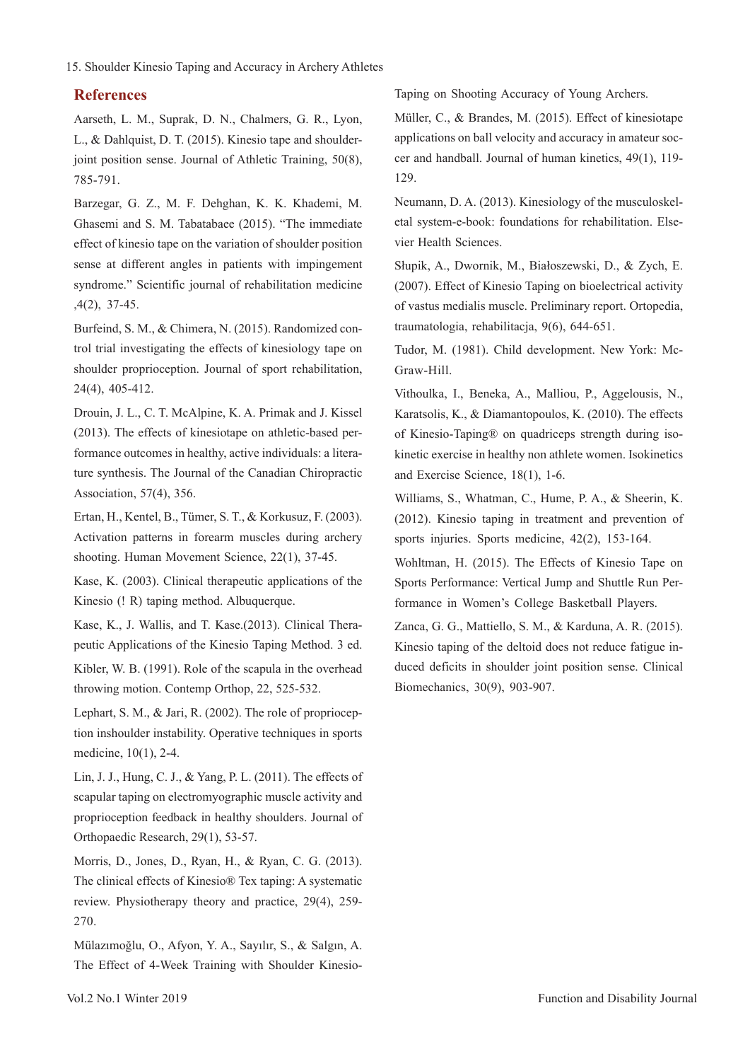## References

Aarseth, L. M., Suprak, D. N., Chalmers, G. R., Lyon, L., & Dahlquist, D. T. (2015). Kinesio tape and shoulder-joint position sense. Journal of Athletic Training, 50(8), 785-791.

Barzegar, G. Z., M. F. Dehghan, K. K. Khademi, M. Ghasemi and S. M. Tabatabaee (2015). "The immediate effect of kinesio tape on the variation of shoulder position sense at different angles in patients with impingement syndrome." Scientific journal of rehabilitation medicine ,4(2), 37-45.

Burfeind, S. M., & Chimera, N. (2015). Randomized control trial investigating the effects of kinesiology tape on shoulder proprioception. Journal of sport rehabilitation, 24(4), 405-412.

Drouin, J. L., C. T. McAlpine, K. A. Primak and J. Kissel (2013). The effects of kinesiotape on athletic-based performance outcomes in healthy, active individuals: a literature synthesis. The Journal of the Canadian Chiropractic Association, 57(4), 356.

Ertan, H., Kentel, B., Tümer, S. T., & Korkusuz, F. (2003). Activation patterns in forearm muscles during archery shooting. Human Movement Science, 22(1), 37-45.

Kase, K. (2003). Clinical therapeutic applications of the Kinesio (! R) taping method. Albuquerque.

Kase, K., J. Wallis, and T. Kase.(2013). Clinical Therapeutic Applications of the Kinesio Taping Method. 3 ed.

Kibler, W. B. (1991). Role of the scapula in the overhead throwing motion. Contemp Orthop, 22, 525-532.

Lephart, S. M., & Jari, R. (2002). The role of proprioception inshoulder instability. Operative techniques in sports medicine, 10(1), 2-4.

Lin, J. J., Hung, C. J., & Yang, P. L. (2011). The effects of scapular taping on electromyographic muscle activity and proprioception feedback in healthy shoulders. Journal of Orthopaedic Research, 29(1), 53-57.

Morris, D., Jones, D., Ryan, H., & Ryan, C. G. (2013). The clinical effects of Kinesio® Tex taping: A systematic review. Physiotherapy theory and practice, 29(4), 259-270.

Mülazımoğlu, O., Afyon, Y. A., Sayılır, S., & Salgın, A. The Effect of 4-Week Training with Shoulder Kinesio-Taping on Shooting Accuracy of Young Archers.

Müller, C., & Brandes, M. (2015). Effect of kinesiotape applications on ball velocity and accuracy in amateur soccer and handball. Journal of human kinetics, 49(1), 119-129.

Neumann, D. A. (2013). Kinesiology of the musculoskeletal system-e-book: foundations for rehabilitation. Elsevier Health Sciences.

Słupik, A., Dwornik, M., Białoszewski, D., & Zych, E. (2007). Effect of Kinesio Taping on bioelectrical activity of vastus medialis muscle. Preliminary report. Ortopedia, traumatologia, rehabilitacja, 9(6), 644-651.

Tudor, M. (1981). Child development. New York: McGraw-Hill.

Vithoulka, I., Beneka, A., Malliou, P., Aggelousis, N., Karatsolis, K., & Diamantopoulos, K. (2010). The effects of Kinesio-Taping® on quadriceps strength during isokinetic exercise in healthy non athlete women. Isokinetics and Exercise Science, 18(1), 1-6.

Williams, S., Whatman, C., Hume, P. A., & Sheerin, K. (2012). Kinesio taping in treatment and prevention of sports injuries. Sports medicine, 42(2), 153-164.

Wohltman, H. (2015). The Effects of Kinesio Tape on Sports Performance: Vertical Jump and Shuttle Run Performance in Women's College Basketball Players.

Zanca, G. G., Mattiello, S. M., & Karduna, A. R. (2015). Kinesio taping of the deltoid does not reduce fatigue induced deficits in shoulder joint position sense. Clinical Biomechanics, 30(9), 903-907.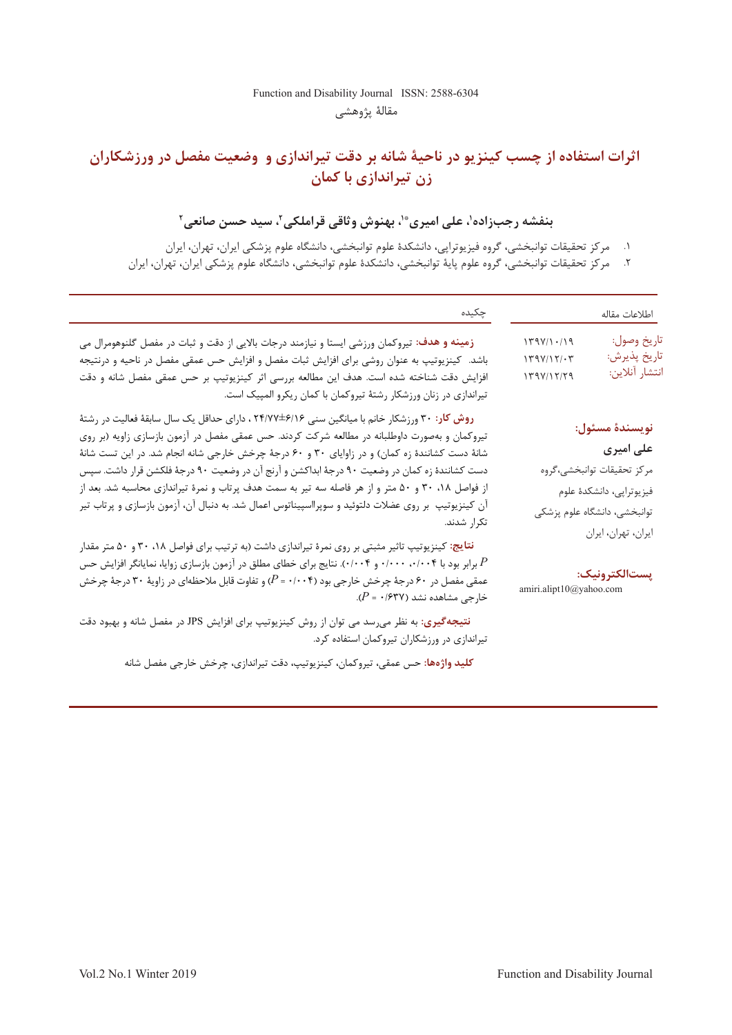Function and Disability Journal ISSN: 2588-6304

مقالهٔ پژوهشی

# اثرات استفاده از چسب کینزیو در ناحیهٔ شانه بر دقت تیراندازی و وضعیت مفصل در ورزشکاران زن تیراندازی با کمان

**بنفشه رجب‌زاده[1]، علی امیری*[1]، بهنوش وثاقی قراملکی[2]، سید حسن صانعی[2]**

۱. مرکز تحقیقات توانبخشی، گروه فیزیوتراپی، دانشکدهٔ علوم توانبخشی، دانشگاه علوم پزشکی ایران، تهران، ایران

۲. مرکز تحقیقات توانبخشی، گروه علوم پایهٔ توانبخشی، دانشکدهٔ علوم توانبخشی، دانشگاه علوم پزشکی ایران، تهران، ایران

---

اطلاعات مقاله

تاریخ وصول: ۱۳۹۷/۱۰/۱۹

تاریخ پذیرش: ۱۳۹۷/۱۲/۰۳

انتشار آنلاین: ۱۳۹۷/۱۲/۲۹

**نویسندهٔ مسئول:**

**علی امیری**

مرکز تحقیقات توانبخشی،گروه فیزیوتراپی، دانشکدهٔ علوم توانبخشی، دانشگاه علوم پزشکی ایران، تهران، ایران

**پست‌الکترونیک:**

amiri.alipt10@yahoo.com

---

چکیده

**زمینه و هدف:** تیروکمان ورزشی ایستا و نیازمند درجات بالایی از دقت و ثبات در مفصل گلنوهومرال می باشد. کینزیوتیپ به عنوان روشی برای افزایش ثبات مفصل و افزایش حس عمقی مفصل در ناحیه و درنتیجه افزایش دقت شناخته شده است. هدف این مطالعه بررسی اثر کینزیوتیپ بر حس عمقی مفصل شانه و دقت تیراندازی در زنان ورزشکار رشتهٔ تیروکمان با کمان ریکرو المپیک است.

**روش کار:** ۳۰ ورزشکار خانم با میانگین سنی ۶/۱۶±۲۴/۷۷ ، دارای حداقل یک سال سابقهٔ فعالیت در رشتهٔ تیروکمان و به‌صورت داوطلبانه در مطالعه شرکت کردند. حس عمقی مفصل در آزمون بازسازی زاویه (بر روی شانهٔ دست کشانندهٔ زه کمان) و در زاوایای ۳۰ و ۶۰ درجهٔ چرخش خارجی شانه انجام شد. در این تست شانهٔ دست کشانندهٔ زه کمان در وضعیت ۹۰ درجهٔ ابداکشن و آرنج آن در وضعیت ۹۰ درجهٔ فلکشن قرار داشت. سپس از فواصل ۱۸، ۳۰ و ۵۰ متر و از هر فاصله سه تیر به سمت هدف پرتاب و نمرهٔ تیراندازی محاسبه شد. بعد از آن کینزیوتیپ بر روی عضلات دلتوئید و سوپرااسپیناتوس اعمال شد. به دنبال آن، آزمون بازسازی و پرتاب تیر تکرار شدند.

**نتایج:** کینزیوتیپ تاثیر مثبتی بر روی نمرهٔ تیراندازی داشت (به ترتیب برای فواصل ۱۸، ۳۰ و ۵۰ متر مقدار $P$ برابر بود با ۰/۰۰۴، ۰/۰۰۰ و ۰/۰۰۴). نتایج برای خطای مطلق در آزمون بازسازی زوایا، نمایانگر افزایش حس عمقی مفصل در ۶۰ درجهٔ چرخش خارجی بود ($P$ = ۰/۰۰۴) و تفاوت قابل ملاحظه‌ای در زاویهٔ ۳۰ درجهٔ چرخش خارجی مشاهده نشد ($P$ = ۰/۶۳۷).

**نتیجه‌گیری:** به نظر می‌رسد می توان از روش کینزیوتیپ برای افزایش JPS در مفصل شانه و بهبود دقت تیراندازی در ورزشکاران تیروکمان استفاده کرد.

**کلید واژه‌ها:** حس عمقی، تیروکمان، کینزیوتیپ، دقت تیراندازی، چرخش خارجی مفصل شانه